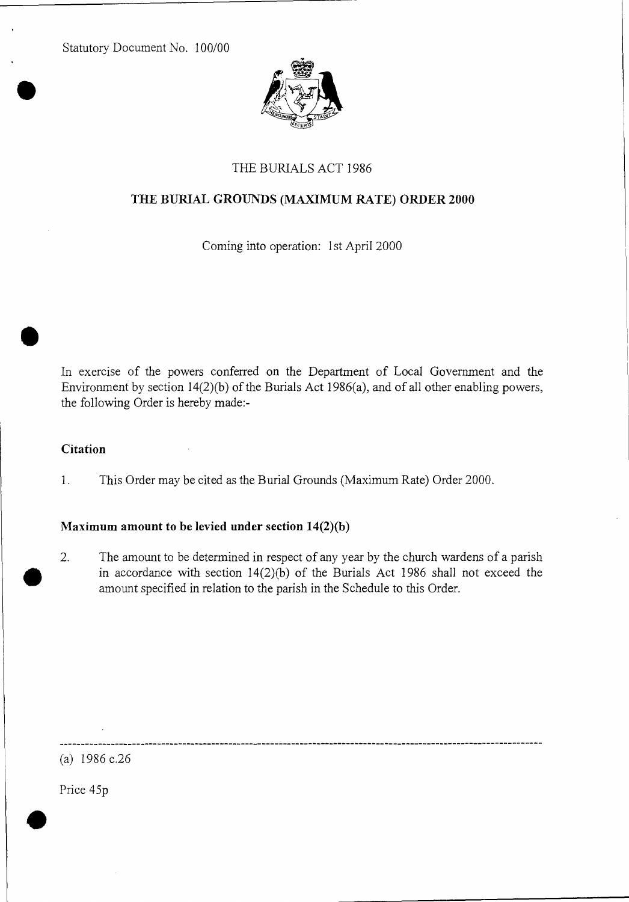Statutory Document No. 100/00

# THE BURIALS ACT 1986

## THE BURIAL GROUNDS (MAXIMUM RATE) ORDER 2000

Coming into operation: 1st April 2000

In exercise of the powers conferred on the Department of Local Government and the Environment by section 14(2)(b) of the Burials Act 1986(a), and of all other enabling powers, the following Order is hereby made:-

### Citation

1. This Order may be cited as the Burial Grounds (Maximum Rate) Order 2000.

### Maximum amount to be levied under section 14(2)(b)

2. The amount to be determined in respect of any year by the church wardens of a parish in accordance with section 14(2)(b) of the Burials Act 1986 shall not exceed the amount specified in relation to the parish in the Schedule to this Order.

---

(a) 1986 c.26

Price 45p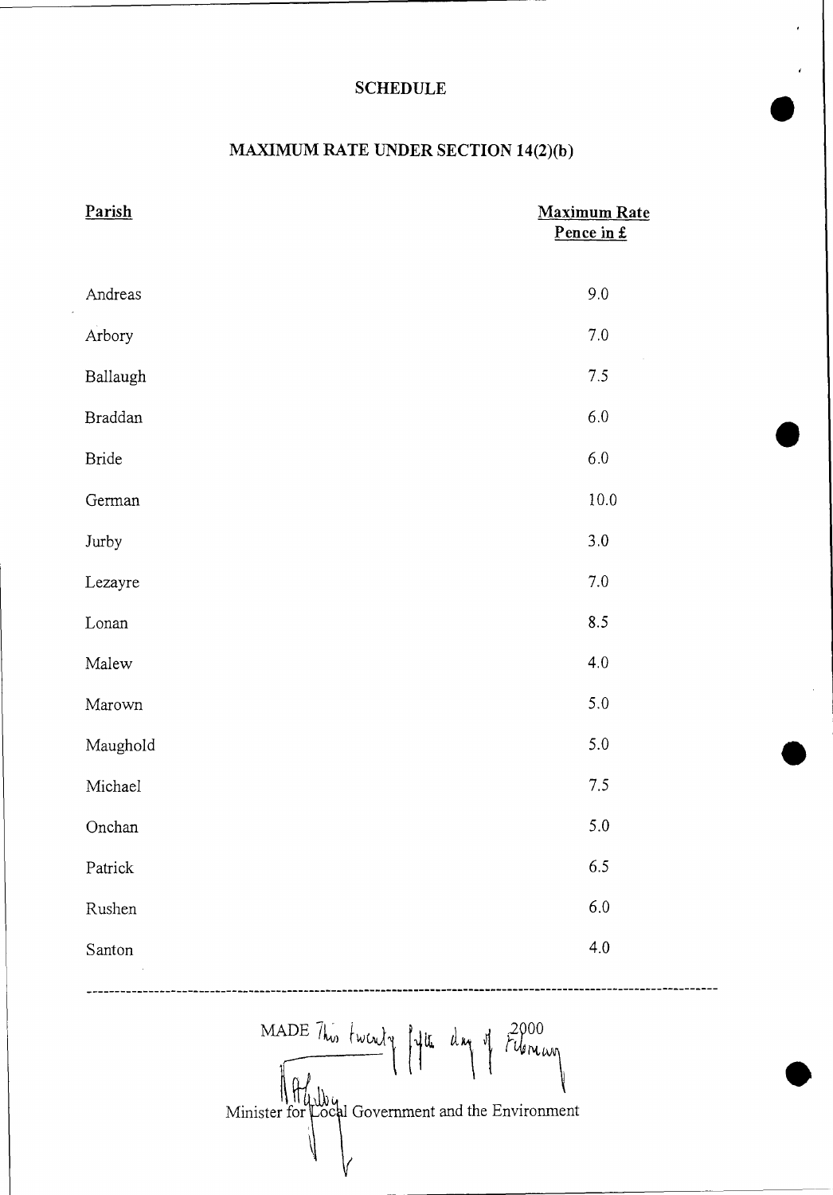# SCHEDULE

## MAXIMUM RATE UNDER SECTION 14(2)(b)

| Parish | Maximum Rate Pence in £ |
|---|---|
| Andreas | 9.0 |
| Arbory | 7.0 |
| Ballaugh | 7.5 |
| Braddan | 6.0 |
| Bride | 6.0 |
| German | 10.0 |
| Jurby | 3.0 |
| Lezayre | 7.0 |
| Lonan | 8.5 |
| Malew | 4.0 |
| Marown | 5.0 |
| Maughold | 5.0 |
| Michael | 7.5 |
| Onchan | 5.0 |
| Patrick | 6.5 |
| Rushen | 6.0 |
| Santon | 4.0 |

MADE This twenty fifth day of February 2000

Minister for Local Government and the Environment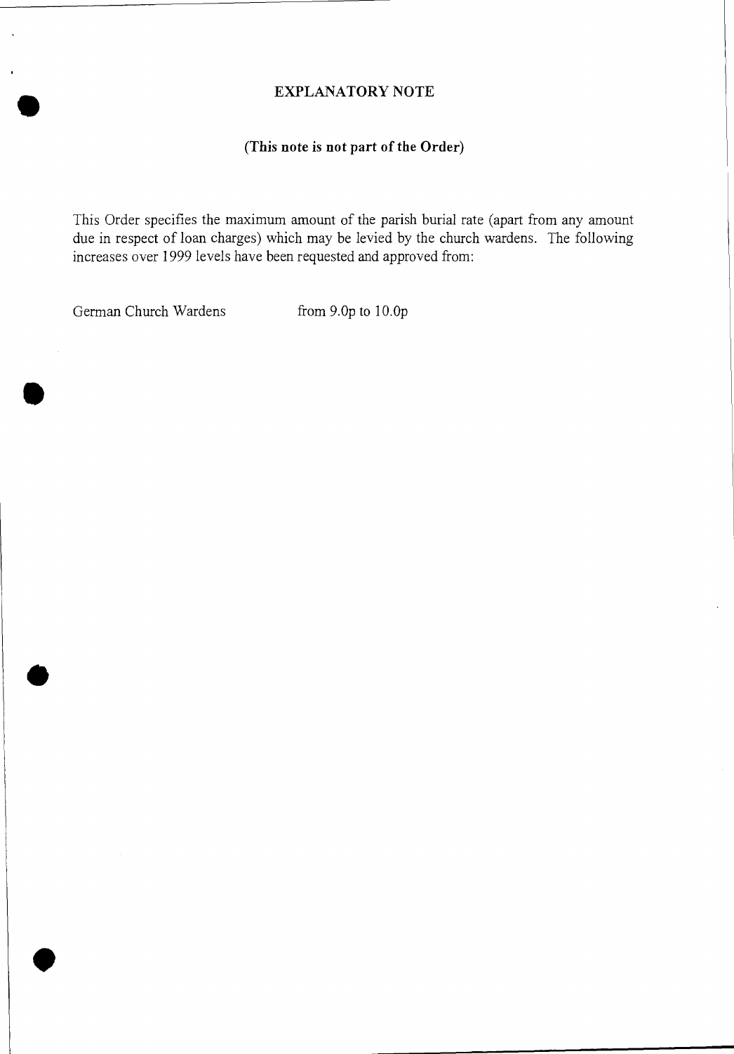# EXPLANATORY NOTE

**(This note is not part of the Order)**

This Order specifies the maximum amount of the parish burial rate (apart from any amount due in respect of loan charges) which may be levied by the church wardens. The following increases over 1999 levels have been requested and approved from:

| | |
|---|---|
| German Church Wardens | from 9.0p to 10.0p |